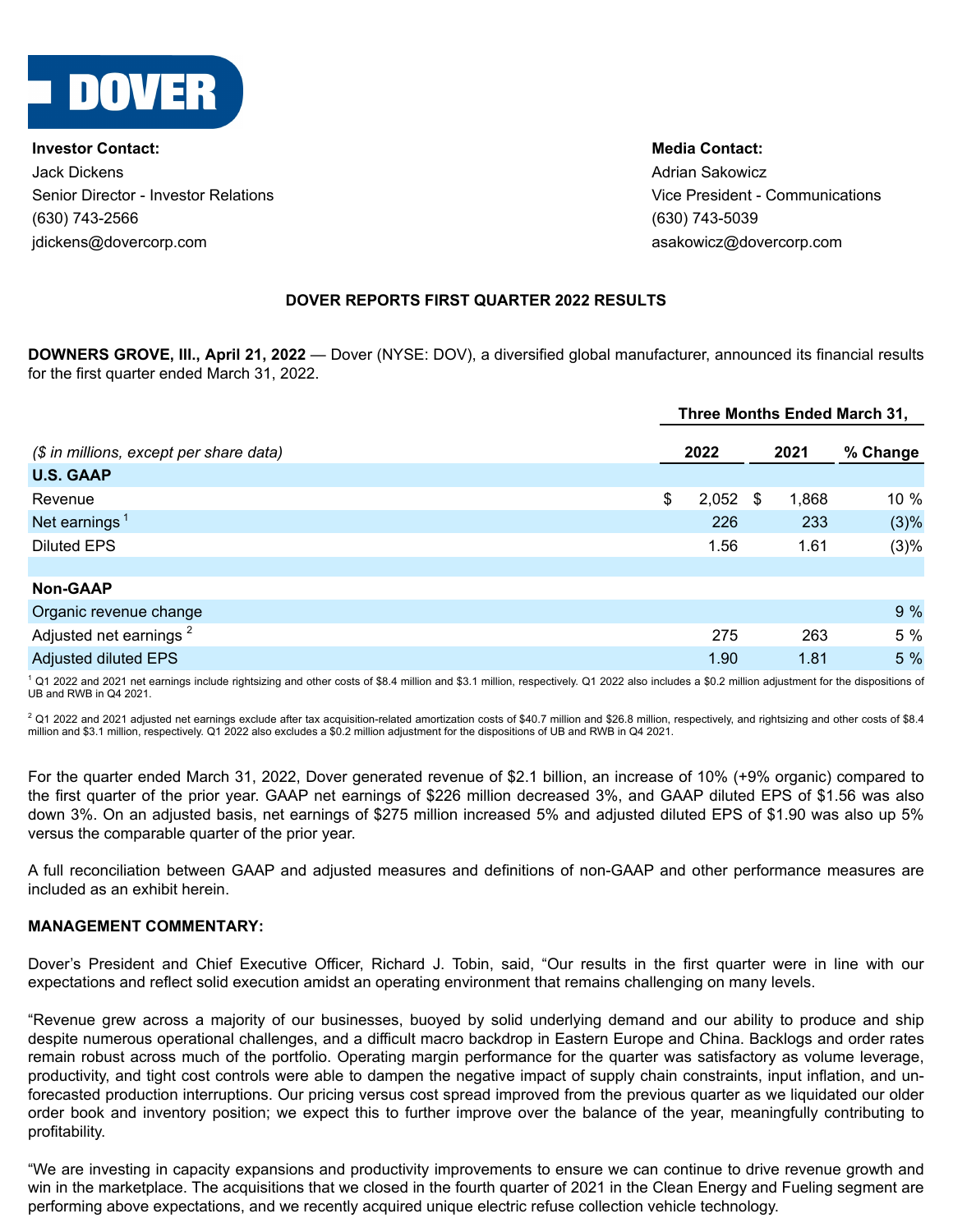**Investor Contact:**
Jack Dickens
Senior Director - Investor Relations
(630) 743-2566
jdickens@dovercorp.com

**Media Contact:**
Adrian Sakowicz
Vice President - Communications
(630) 743-5039
asakowicz@dovercorp.com

## DOVER REPORTS FIRST QUARTER 2022 RESULTS

**DOWNERS GROVE, Ill., April 21, 2022** — Dover (NYSE: DOV), a diversified global manufacturer, announced its financial results for the first quarter ended March 31, 2022.

| | Three Months Ended March 31, | | |
|---|---|---|---|
| *($ in millions, except per share data)* | **2022** | **2021** | **% Change** |
| **U.S. GAAP** | | | |
| Revenue | $ 2,052 | $ 1,868 | 10 % |
| Net earnings [1] | 226 | 233 | (3)% |
| Diluted EPS | 1.56 | 1.61 | (3)% |
| | | | |
| **Non-GAAP** | | | |
| Organic revenue change | | | 9 % |
| Adjusted net earnings [2] | 275 | 263 | 5 % |
| Adjusted diluted EPS | 1.90 | 1.81 | 5 % |

[1] Q1 2022 and 2021 net earnings include rightsizing and other costs of $8.4 million and $3.1 million, respectively. Q1 2022 also includes a $0.2 million adjustment for the dispositions of UB and RWB in Q4 2021.

[2] Q1 2022 and 2021 adjusted net earnings exclude after tax acquisition-related amortization costs of $40.7 million and $26.8 million, respectively, and rightsizing and other costs of $8.4 million and $3.1 million, respectively. Q1 2022 also excludes a $0.2 million adjustment for the dispositions of UB and RWB in Q4 2021.

For the quarter ended March 31, 2022, Dover generated revenue of $2.1 billion, an increase of 10% (+9% organic) compared to the first quarter of the prior year. GAAP net earnings of $226 million decreased 3%, and GAAP diluted EPS of $1.56 was also down 3%. On an adjusted basis, net earnings of $275 million increased 5% and adjusted diluted EPS of $1.90 was also up 5% versus the comparable quarter of the prior year.

A full reconciliation between GAAP and adjusted measures and definitions of non-GAAP and other performance measures are included as an exhibit herein.

**MANAGEMENT COMMENTARY:**

Dover's President and Chief Executive Officer, Richard J. Tobin, said, "Our results in the first quarter were in line with our expectations and reflect solid execution amidst an operating environment that remains challenging on many levels.

"Revenue grew across a majority of our businesses, buoyed by solid underlying demand and our ability to produce and ship despite numerous operational challenges, and a difficult macro backdrop in Eastern Europe and China. Backlogs and order rates remain robust across much of the portfolio. Operating margin performance for the quarter was satisfactory as volume leverage, productivity, and tight cost controls were able to dampen the negative impact of supply chain constraints, input inflation, and un-forecasted production interruptions. Our pricing versus cost spread improved from the previous quarter as we liquidated our older order book and inventory position; we expect this to further improve over the balance of the year, meaningfully contributing to profitability.

"We are investing in capacity expansions and productivity improvements to ensure we can continue to drive revenue growth and win in the marketplace. The acquisitions that we closed in the fourth quarter of 2021 in the Clean Energy and Fueling segment are performing above expectations, and we recently acquired unique electric refuse collection vehicle technology.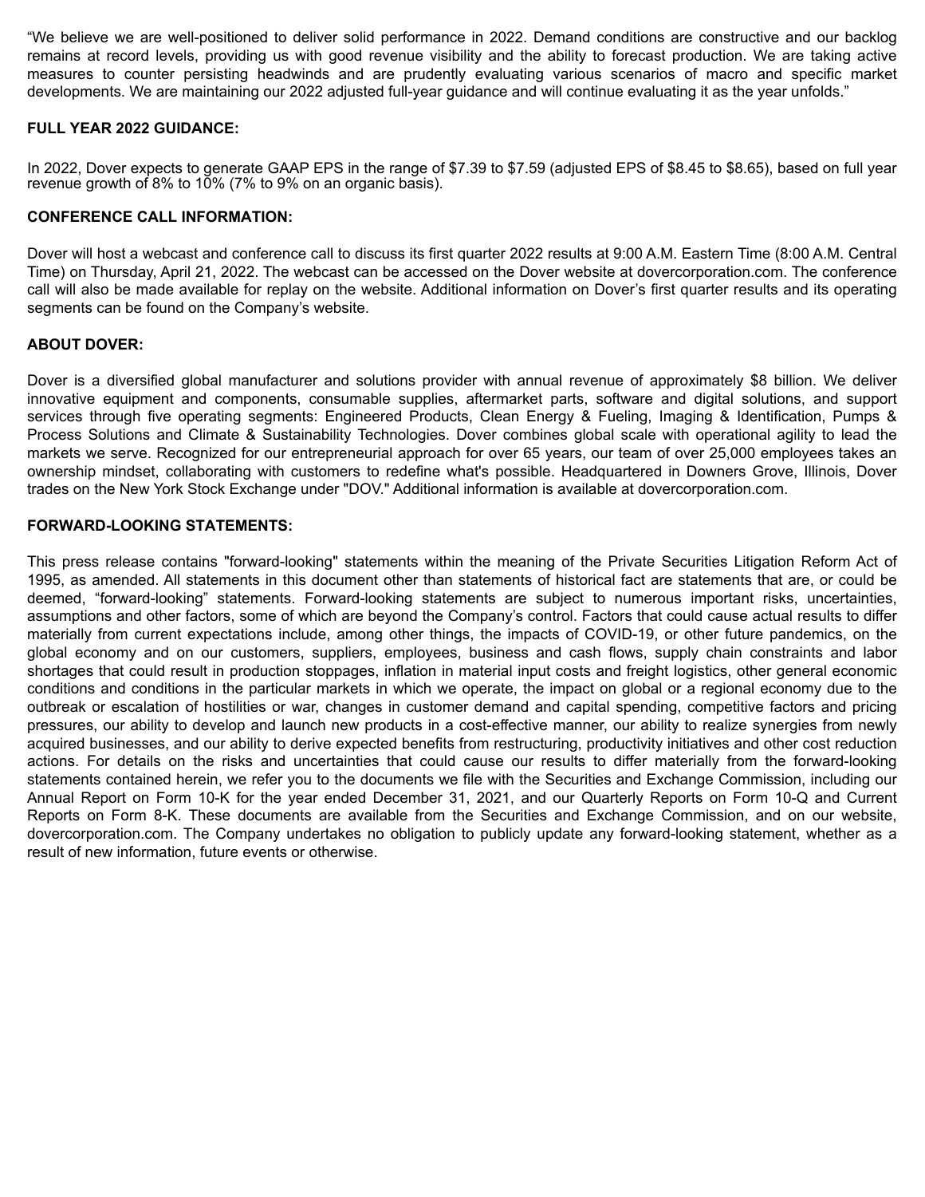"We believe we are well-positioned to deliver solid performance in 2022. Demand conditions are constructive and our backlog remains at record levels, providing us with good revenue visibility and the ability to forecast production. We are taking active measures to counter persisting headwinds and are prudently evaluating various scenarios of macro and specific market developments. We are maintaining our 2022 adjusted full-year guidance and will continue evaluating it as the year unfolds."

**FULL YEAR 2022 GUIDANCE:**

In 2022, Dover expects to generate GAAP EPS in the range of $7.39 to $7.59 (adjusted EPS of $8.45 to $8.65), based on full year revenue growth of 8% to 10% (7% to 9% on an organic basis).

**CONFERENCE CALL INFORMATION:**

Dover will host a webcast and conference call to discuss its first quarter 2022 results at 9:00 A.M. Eastern Time (8:00 A.M. Central Time) on Thursday, April 21, 2022. The webcast can be accessed on the Dover website at dovercorporation.com. The conference call will also be made available for replay on the website. Additional information on Dover's first quarter results and its operating segments can be found on the Company's website.

**ABOUT DOVER:**

Dover is a diversified global manufacturer and solutions provider with annual revenue of approximately $8 billion. We deliver innovative equipment and components, consumable supplies, aftermarket parts, software and digital solutions, and support services through five operating segments: Engineered Products, Clean Energy & Fueling, Imaging & Identification, Pumps & Process Solutions and Climate & Sustainability Technologies. Dover combines global scale with operational agility to lead the markets we serve. Recognized for our entrepreneurial approach for over 65 years, our team of over 25,000 employees takes an ownership mindset, collaborating with customers to redefine what's possible. Headquartered in Downers Grove, Illinois, Dover trades on the New York Stock Exchange under "DOV." Additional information is available at dovercorporation.com.

**FORWARD-LOOKING STATEMENTS:**

This press release contains "forward-looking" statements within the meaning of the Private Securities Litigation Reform Act of 1995, as amended. All statements in this document other than statements of historical fact are statements that are, or could be deemed, "forward-looking" statements. Forward-looking statements are subject to numerous important risks, uncertainties, assumptions and other factors, some of which are beyond the Company's control. Factors that could cause actual results to differ materially from current expectations include, among other things, the impacts of COVID-19, or other future pandemics, on the global economy and on our customers, suppliers, employees, business and cash flows, supply chain constraints and labor shortages that could result in production stoppages, inflation in material input costs and freight logistics, other general economic conditions and conditions in the particular markets in which we operate, the impact on global or a regional economy due to the outbreak or escalation of hostilities or war, changes in customer demand and capital spending, competitive factors and pricing pressures, our ability to develop and launch new products in a cost-effective manner, our ability to realize synergies from newly acquired businesses, and our ability to derive expected benefits from restructuring, productivity initiatives and other cost reduction actions. For details on the risks and uncertainties that could cause our results to differ materially from the forward-looking statements contained herein, we refer you to the documents we file with the Securities and Exchange Commission, including our Annual Report on Form 10-K for the year ended December 31, 2021, and our Quarterly Reports on Form 10-Q and Current Reports on Form 8-K. These documents are available from the Securities and Exchange Commission, and on our website, dovercorporation.com. The Company undertakes no obligation to publicly update any forward-looking statement, whether as a result of new information, future events or otherwise.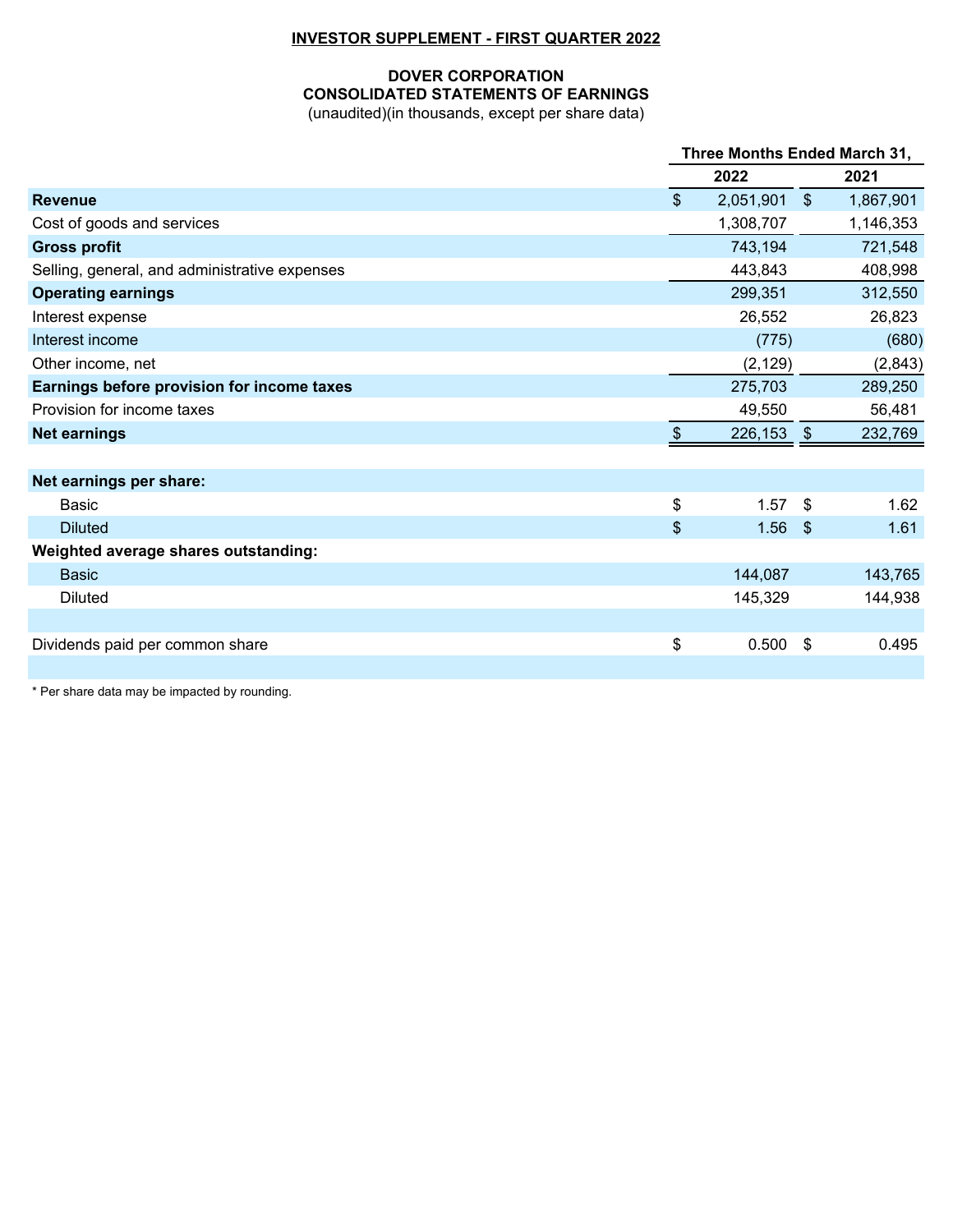**INVESTOR SUPPLEMENT - FIRST QUARTER 2022**

**DOVER CORPORATION**
**CONSOLIDATED STATEMENTS OF EARNINGS**
(unaudited)(in thousands, except per share data)

| | Three Months Ended March 31, | |
|---|---|---|
| | **2022** | **2021** |
| **Revenue** | $ 2,051,901 | $ 1,867,901 |
| Cost of goods and services | 1,308,707 | 1,146,353 |
| **Gross profit** | 743,194 | 721,548 |
| Selling, general, and administrative expenses | 443,843 | 408,998 |
| **Operating earnings** | 299,351 | 312,550 |
| Interest expense | 26,552 | 26,823 |
| Interest income | (775) | (680) |
| Other income, net | (2,129) | (2,843) |
| **Earnings before provision for income taxes** | 275,703 | 289,250 |
| Provision for income taxes | 49,550 | 56,481 |
| **Net earnings** | $ 226,153 | $ 232,769 |
| | | |
| **Net earnings per share:** | | |
| Basic | $ 1.57 | $ 1.62 |
| Diluted | $ 1.56 | $ 1.61 |
| **Weighted average shares outstanding:** | | |
| Basic | 144,087 | 143,765 |
| Diluted | 145,329 | 144,938 |
| | | |
| Dividends paid per common share | $ 0.500 | $ 0.495 |

* Per share data may be impacted by rounding.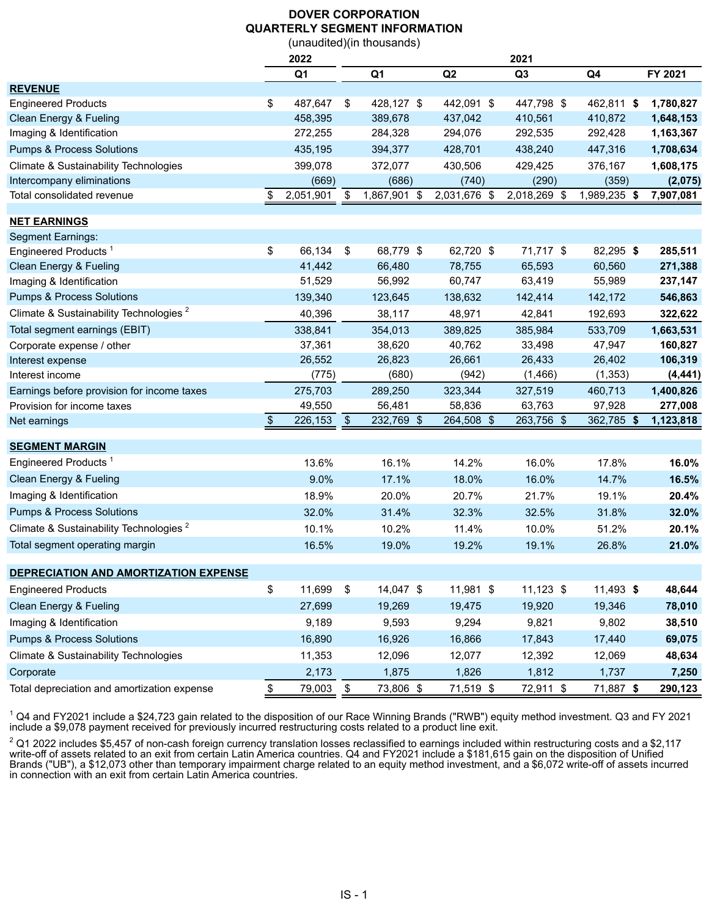# DOVER CORPORATION
## QUARTERLY SEGMENT INFORMATION
(unaudited)(in thousands)

| | 2022 | 2021 | | | | |
|---|---|---|---|---|---|---|
| | Q1 | Q1 | Q2 | Q3 | Q4 | FY 2021 |
| **REVENUE** | | | | | | |
| Engineered Products | $ 487,647 | $ 428,127 | $ 442,091 | $ 447,798 | $ 462,811 | **$ 1,780,827** |
| Clean Energy & Fueling | 458,395 | 389,678 | 437,042 | 410,561 | 410,872 | **1,648,153** |
| Imaging & Identification | 272,255 | 284,328 | 294,076 | 292,535 | 292,428 | **1,163,367** |
| Pumps & Process Solutions | 435,195 | 394,377 | 428,701 | 438,240 | 447,316 | **1,708,634** |
| Climate & Sustainability Technologies | 399,078 | 372,077 | 430,506 | 429,425 | 376,167 | **1,608,175** |
| Intercompany eliminations | (669) | (686) | (740) | (290) | (359) | **(2,075)** |
| Total consolidated revenue | $ 2,051,901 | $ 1,867,901 | $ 2,031,676 | $ 2,018,269 | $ 1,989,235 | **$ 7,907,081** |
| | | | | | | |
| **NET EARNINGS** | | | | | | |
| Segment Earnings: | | | | | | |
| Engineered Products [1] | $ 66,134 | $ 68,779 | $ 62,720 | $ 71,717 | $ 82,295 | **$ 285,511** |
| Clean Energy & Fueling | 41,442 | 66,480 | 78,755 | 65,593 | 60,560 | **271,388** |
| Imaging & Identification | 51,529 | 56,992 | 60,747 | 63,419 | 55,989 | **237,147** |
| Pumps & Process Solutions | 139,340 | 123,645 | 138,632 | 142,414 | 142,172 | **546,863** |
| Climate & Sustainability Technologies [2] | 40,396 | 38,117 | 48,971 | 42,841 | 192,693 | **322,622** |
| Total segment earnings (EBIT) | 338,841 | 354,013 | 389,825 | 385,984 | 533,709 | **1,663,531** |
| Corporate expense / other | 37,361 | 38,620 | 40,762 | 33,498 | 47,947 | **160,827** |
| Interest expense | 26,552 | 26,823 | 26,661 | 26,433 | 26,402 | **106,319** |
| Interest income | (775) | (680) | (942) | (1,466) | (1,353) | **(4,441)** |
| Earnings before provision for income taxes | 275,703 | 289,250 | 323,344 | 327,519 | 460,713 | **1,400,826** |
| Provision for income taxes | 49,550 | 56,481 | 58,836 | 63,763 | 97,928 | **277,008** |
| Net earnings | $ 226,153 | $ 232,769 | $ 264,508 | $ 263,756 | $ 362,785 | **$ 1,123,818** |
| | | | | | | |
| **SEGMENT MARGIN** | | | | | | |
| Engineered Products [1] | 13.6% | 16.1% | 14.2% | 16.0% | 17.8% | **16.0%** |
| Clean Energy & Fueling | 9.0% | 17.1% | 18.0% | 16.0% | 14.7% | **16.5%** |
| Imaging & Identification | 18.9% | 20.0% | 20.7% | 21.7% | 19.1% | **20.4%** |
| Pumps & Process Solutions | 32.0% | 31.4% | 32.3% | 32.5% | 31.8% | **32.0%** |
| Climate & Sustainability Technologies [2] | 10.1% | 10.2% | 11.4% | 10.0% | 51.2% | **20.1%** |
| Total segment operating margin | 16.5% | 19.0% | 19.2% | 19.1% | 26.8% | **21.0%** |
| | | | | | | |
| **DEPRECIATION AND AMORTIZATION EXPENSE** | | | | | | |
| Engineered Products | $ 11,699 | $ 14,047 | $ 11,981 | $ 11,123 | $ 11,493 | **$ 48,644** |
| Clean Energy & Fueling | 27,699 | 19,269 | 19,475 | 19,920 | 19,346 | **78,010** |
| Imaging & Identification | 9,189 | 9,593 | 9,294 | 9,821 | 9,802 | **38,510** |
| Pumps & Process Solutions | 16,890 | 16,926 | 16,866 | 17,843 | 17,440 | **69,075** |
| Climate & Sustainability Technologies | 11,353 | 12,096 | 12,077 | 12,392 | 12,069 | **48,634** |
| Corporate | 2,173 | 1,875 | 1,826 | 1,812 | 1,737 | **7,250** |
| Total depreciation and amortization expense | $ 79,003 | $ 73,806 | $ 71,519 | $ 72,911 | $ 71,887 | **$ 290,123** |

[1] Q4 and FY2021 include a $24,723 gain related to the disposition of our Race Winning Brands ("RWB") equity method investment. Q3 and FY 2021 include a $9,078 payment received for previously incurred restructuring costs related to a product line exit.

[2] Q1 2022 includes $5,457 of non-cash foreign currency translation losses reclassified to earnings included within restructuring costs and a $2,117 write-off of assets related to an exit from certain Latin America countries. Q4 and FY2021 include a $181,615 gain on the disposition of Unified Brands ("UB"), a $12,073 other than temporary impairment charge related to an equity method investment, and a $6,072 write-off of assets incurred in connection with an exit from certain Latin America countries.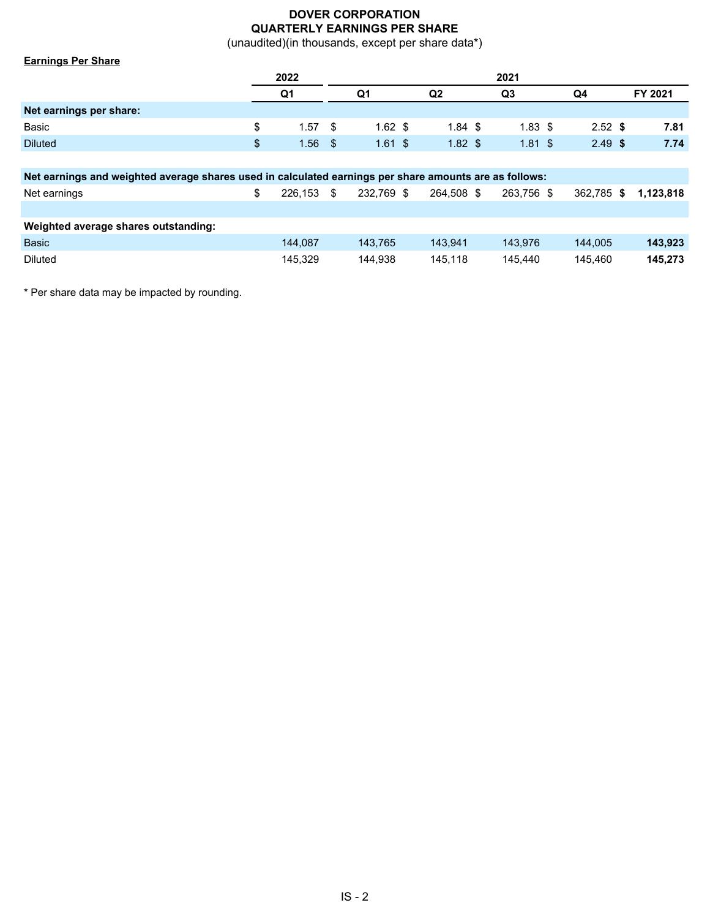# DOVER CORPORATION
## QUARTERLY EARNINGS PER SHARE
(unaudited)(in thousands, except per share data*)

**Earnings Per Share**

| | 2022 | 2021 | | | | |
|---|---|---|---|---|---|---|
| | Q1 | Q1 | Q2 | Q3 | Q4 | FY 2021 |
| **Net earnings per share:** | | | | | | |
| Basic | $ 1.57 | $ 1.62 | $ 1.84 | $ 1.83 | $ 2.52 | **$ 7.81** |
| Diluted | $ 1.56 | $ 1.61 | $ 1.82 | $ 1.81 | $ 2.49 | **$ 7.74** |
| **Net earnings and weighted average shares used in calculated earnings per share amounts are as follows:** | | | | | | |
| Net earnings | $ 226,153 | $ 232,769 | $ 264,508 | $ 263,756 | $ 362,785 | **$ 1,123,818** |
| **Weighted average shares outstanding:** | | | | | | |
| Basic | 144,087 | 143,765 | 143,941 | 143,976 | 144,005 | **143,923** |
| Diluted | 145,329 | 144,938 | 145,118 | 145,440 | 145,460 | **145,273** |

\* Per share data may be impacted by rounding.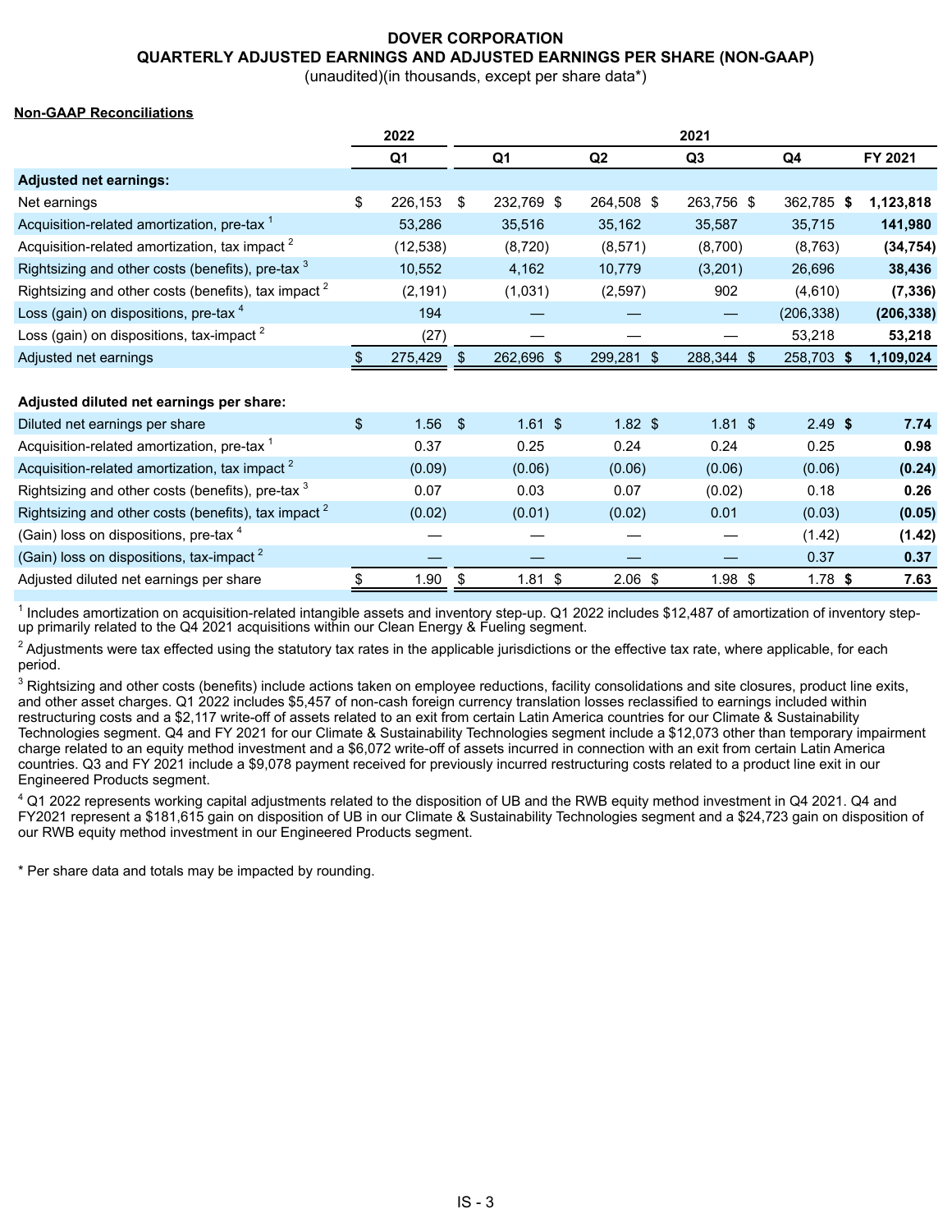# DOVER CORPORATION
## QUARTERLY ADJUSTED EARNINGS AND ADJUSTED EARNINGS PER SHARE (NON-GAAP)

(unaudited)(in thousands, except per share data*)

**Non-GAAP Reconciliations**

| | 2022 | 2021 | | | | |
|---|---|---|---|---|---|---|
| | Q1 | Q1 | Q2 | Q3 | Q4 | FY 2021 |
| **Adjusted net earnings:** | | | | | | |
| Net earnings | $ 226,153 | $ 232,769 | $ 264,508 | $ 263,756 | $ 362,785 | **$ 1,123,818** |
| Acquisition-related amortization, pre-tax [1] | 53,286 | 35,516 | 35,162 | 35,587 | 35,715 | **141,980** |
| Acquisition-related amortization, tax impact [2] | (12,538) | (8,720) | (8,571) | (8,700) | (8,763) | **(34,754)** |
| Rightsizing and other costs (benefits), pre-tax [3] | 10,552 | 4,162 | 10,779 | (3,201) | 26,696 | **38,436** |
| Rightsizing and other costs (benefits), tax impact [2] | (2,191) | (1,031) | (2,597) | 902 | (4,610) | **(7,336)** |
| Loss (gain) on dispositions, pre-tax [4] | 194 | — | — | — | (206,338) | **(206,338)** |
| Loss (gain) on dispositions, tax-impact [2] | (27) | — | — | — | 53,218 | **53,218** |
| Adjusted net earnings | $ 275,429 | $ 262,696 | $ 299,281 | $ 288,344 | $ 258,703 | **$ 1,109,024** |
| | | | | | | |
| **Adjusted diluted net earnings per share:** | | | | | | |
| Diluted net earnings per share | $ 1.56 | $ 1.61 | $ 1.82 | $ 1.81 | $ 2.49 | **$ 7.74** |
| Acquisition-related amortization, pre-tax [1] | 0.37 | 0.25 | 0.24 | 0.24 | 0.25 | **0.98** |
| Acquisition-related amortization, tax impact [2] | (0.09) | (0.06) | (0.06) | (0.06) | (0.06) | **(0.24)** |
| Rightsizing and other costs (benefits), pre-tax [3] | 0.07 | 0.03 | 0.07 | (0.02) | 0.18 | **0.26** |
| Rightsizing and other costs (benefits), tax impact [2] | (0.02) | (0.01) | (0.02) | 0.01 | (0.03) | **(0.05)** |
| (Gain) loss on dispositions, pre-tax [4] | — | — | — | — | (1.42) | **(1.42)** |
| (Gain) loss on dispositions, tax-impact [2] | — | — | — | — | 0.37 | **0.37** |
| Adjusted diluted net earnings per share | $ 1.90 | $ 1.81 | $ 2.06 | $ 1.98 | $ 1.78 | **$ 7.63** |

[1] Includes amortization on acquisition-related intangible assets and inventory step-up. Q1 2022 includes $12,487 of amortization of inventory step-up primarily related to the Q4 2021 acquisitions within our Clean Energy & Fueling segment.

[2] Adjustments were tax effected using the statutory tax rates in the applicable jurisdictions or the effective tax rate, where applicable, for each period.

[3] Rightsizing and other costs (benefits) include actions taken on employee reductions, facility consolidations and site closures, product line exits, and other asset charges. Q1 2022 includes $5,457 of non-cash foreign currency translation losses reclassified to earnings included within restructuring costs and a $2,117 write-off of assets related to an exit from certain Latin America countries for our Climate & Sustainability Technologies segment. Q4 and FY 2021 for our Climate & Sustainability Technologies segment include a $12,073 other than temporary impairment charge related to an equity method investment and a $6,072 write-off of assets incurred in connection with an exit from certain Latin America countries. Q3 and FY 2021 include a $9,078 payment received for previously incurred restructuring costs related to a product line exit in our Engineered Products segment.

[4] Q1 2022 represents working capital adjustments related to the disposition of UB and the RWB equity method investment in Q4 2021. Q4 and FY2021 represent a $181,615 gain on disposition of UB in our Climate & Sustainability Technologies segment and a $24,723 gain on disposition of our RWB equity method investment in our Engineered Products segment.

\* Per share data and totals may be impacted by rounding.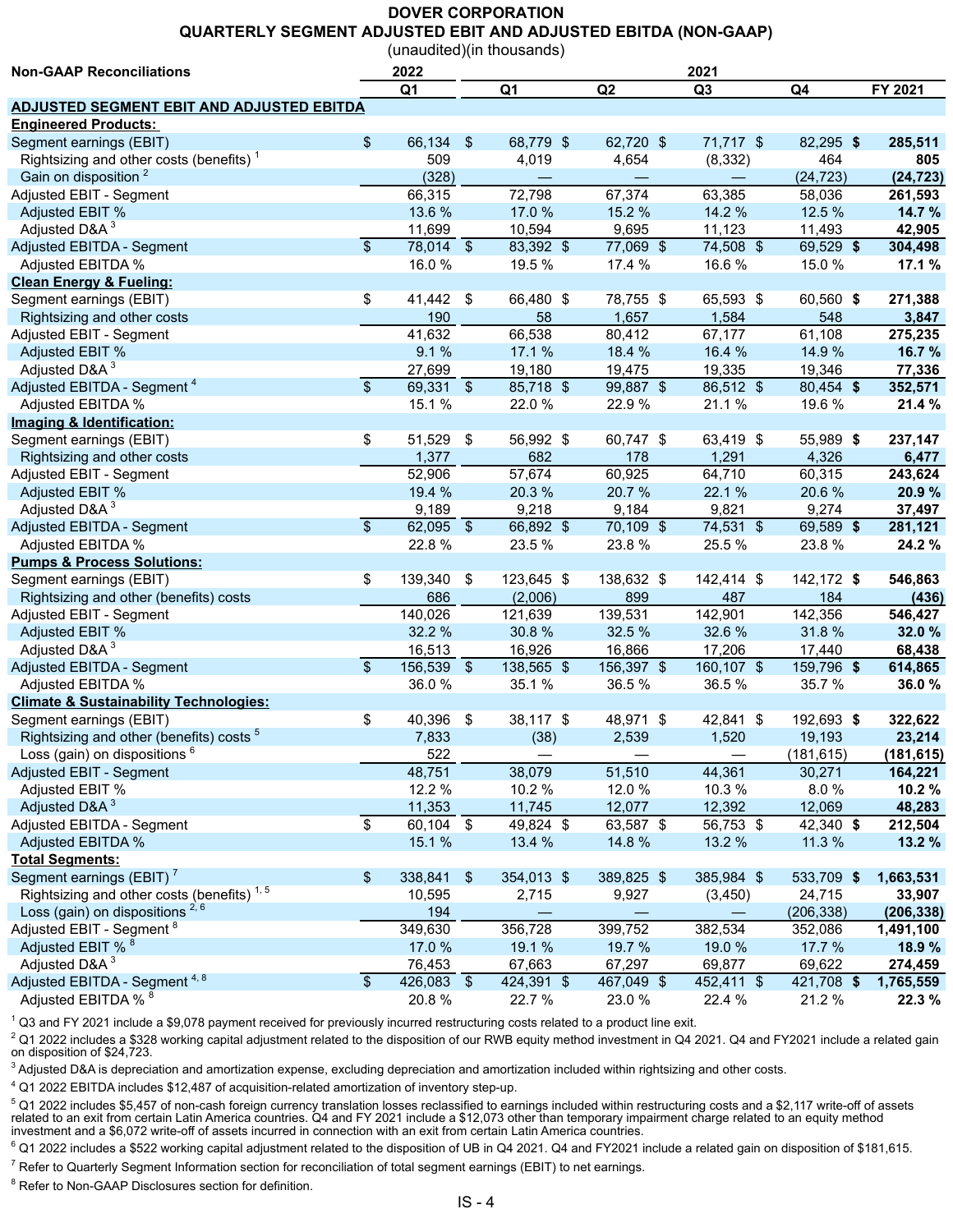# DOVER CORPORATION
## QUARTERLY SEGMENT ADJUSTED EBIT AND ADJUSTED EBITDA (NON-GAAP)
(unaudited)(in thousands)

| Non-GAAP Reconciliations | 2022 | 2021 | | | | |
|---|---|---|---|---|---|---|
| | Q1 | Q1 | Q2 | Q3 | Q4 | FY 2021 |
| **ADJUSTED SEGMENT EBIT AND ADJUSTED EBITDA** | | | | | | |
| **Engineered Products:** | | | | | | |
| Segment earnings (EBIT) | $ 66,134 | $ 68,779 | $ 62,720 | $ 71,717 | $ 82,295 | **$ 285,511** |
| Rightsizing and other costs (benefits) [1] | 509 | 4,019 | 4,654 | (8,332) | 464 | **805** |
| Gain on disposition [2] | (328) | — | — | — | (24,723) | **(24,723)** |
| Adjusted EBIT - Segment | 66,315 | 72,798 | 67,374 | 63,385 | 58,036 | **261,593** |
| Adjusted EBIT % | 13.6 % | 17.0 % | 15.2 % | 14.2 % | 12.5 % | **14.7 %** |
| Adjusted D&A [3] | 11,699 | 10,594 | 9,695 | 11,123 | 11,493 | **42,905** |
| Adjusted EBITDA - Segment | $ 78,014 | $ 83,392 | $ 77,069 | $ 74,508 | $ 69,529 | **$ 304,498** |
| Adjusted EBITDA % | 16.0 % | 19.5 % | 17.4 % | 16.6 % | 15.0 % | **17.1 %** |
| **Clean Energy & Fueling:** | | | | | | |
| Segment earnings (EBIT) | $ 41,442 | $ 66,480 | $ 78,755 | $ 65,593 | $ 60,560 | **$ 271,388** |
| Rightsizing and other costs | 190 | 58 | 1,657 | 1,584 | 548 | **3,847** |
| Adjusted EBIT - Segment | 41,632 | 66,538 | 80,412 | 67,177 | 61,108 | **275,235** |
| Adjusted EBIT % | 9.1 % | 17.1 % | 18.4 % | 16.4 % | 14.9 % | **16.7 %** |
| Adjusted D&A [3] | 27,699 | 19,180 | 19,475 | 19,335 | 19,346 | **77,336** |
| Adjusted EBITDA - Segment [4] | $ 69,331 | $ 85,718 | $ 99,887 | $ 86,512 | $ 80,454 | **$ 352,571** |
| Adjusted EBITDA % | 15.1 % | 22.0 % | 22.9 % | 21.1 % | 19.6 % | **21.4 %** |
| **Imaging & Identification:** | | | | | | |
| Segment earnings (EBIT) | $ 51,529 | $ 56,992 | $ 60,747 | $ 63,419 | $ 55,989 | **$ 237,147** |
| Rightsizing and other costs | 1,377 | 682 | 178 | 1,291 | 4,326 | **6,477** |
| Adjusted EBIT - Segment | 52,906 | 57,674 | 60,925 | 64,710 | 60,315 | **243,624** |
| Adjusted EBIT % | 19.4 % | 20.3 % | 20.7 % | 22.1 % | 20.6 % | **20.9 %** |
| Adjusted D&A [3] | 9,189 | 9,218 | 9,184 | 9,821 | 9,274 | **37,497** |
| Adjusted EBITDA - Segment | $ 62,095 | $ 66,892 | $ 70,109 | $ 74,531 | $ 69,589 | **$ 281,121** |
| Adjusted EBITDA % | 22.8 % | 23.5 % | 23.8 % | 25.5 % | 23.8 % | **24.2 %** |
| **Pumps & Process Solutions:** | | | | | | |
| Segment earnings (EBIT) | $ 139,340 | $ 123,645 | $ 138,632 | $ 142,414 | $ 142,172 | **$ 546,863** |
| Rightsizing and other (benefits) costs | 686 | (2,006) | 899 | 487 | 184 | **(436)** |
| Adjusted EBIT - Segment | 140,026 | 121,639 | 139,531 | 142,901 | 142,356 | **546,427** |
| Adjusted EBIT % | 32.2 % | 30.8 % | 32.5 % | 32.6 % | 31.8 % | **32.0 %** |
| Adjusted D&A [3] | 16,513 | 16,926 | 16,866 | 17,206 | 17,440 | **68,438** |
| Adjusted EBITDA - Segment | $ 156,539 | $ 138,565 | $ 156,397 | $ 160,107 | $ 159,796 | **$ 614,865** |
| Adjusted EBITDA % | 36.0 % | 35.1 % | 36.5 % | 36.5 % | 35.7 % | **36.0 %** |
| **Climate & Sustainability Technologies:** | | | | | | |
| Segment earnings (EBIT) | $ 40,396 | $ 38,117 | $ 48,971 | $ 42,841 | $ 192,693 | **$ 322,622** |
| Rightsizing and other (benefits) costs [5] | 7,833 | (38) | 2,539 | 1,520 | 19,193 | **23,214** |
| Loss (gain) on dispositions [6] | 522 | — | — | — | (181,615) | **(181,615)** |
| Adjusted EBIT - Segment | 48,751 | 38,079 | 51,510 | 44,361 | 30,271 | **164,221** |
| Adjusted EBIT % | 12.2 % | 10.2 % | 12.0 % | 10.3 % | 8.0 % | **10.2 %** |
| Adjusted D&A [3] | 11,353 | 11,745 | 12,077 | 12,392 | 12,069 | **48,283** |
| Adjusted EBITDA - Segment | $ 60,104 | $ 49,824 | $ 63,587 | $ 56,753 | $ 42,340 | **$ 212,504** |
| Adjusted EBITDA % | 15.1 % | 13.4 % | 14.8 % | 13.2 % | 11.3 % | **13.2 %** |
| **Total Segments:** | | | | | | |
| Segment earnings (EBIT) [7] | $ 338,841 | $ 354,013 | $ 389,825 | $ 385,984 | $ 533,709 | **$ 1,663,531** |
| Rightsizing and other costs (benefits) [1, 5] | 10,595 | 2,715 | 9,927 | (3,450) | 24,715 | **33,907** |
| Loss (gain) on dispositions [2, 6] | 194 | — | — | — | (206,338) | **(206,338)** |
| Adjusted EBIT - Segment [8] | 349,630 | 356,728 | 399,752 | 382,534 | 352,086 | **1,491,100** |
| Adjusted EBIT % [8] | 17.0 % | 19.1 % | 19.7 % | 19.0 % | 17.7 % | **18.9 %** |
| Adjusted D&A [3] | 76,453 | 67,663 | 67,297 | 69,877 | 69,622 | **274,459** |
| Adjusted EBITDA - Segment [4, 8] | $ 426,083 | $ 424,391 | $ 467,049 | $ 452,411 | $ 421,708 | **$ 1,765,559** |
| Adjusted EBITDA % [8] | 20.8 % | 22.7 % | 23.0 % | 22.4 % | 21.2 % | **22.3 %** |

[1] Q3 and FY 2021 include a $9,078 payment received for previously incurred restructuring costs related to a product line exit.

[2] Q1 2022 includes a $328 working capital adjustment related to the disposition of our RWB equity method investment in Q4 2021. Q4 and FY2021 include a related gain on disposition of $24,723.

[3] Adjusted D&A is depreciation and amortization expense, excluding depreciation and amortization included within rightsizing and other costs.

[4] Q1 2022 EBITDA includes $12,487 of acquisition-related amortization of inventory step-up.

[5] Q1 2022 includes $5,457 of non-cash foreign currency translation losses reclassified to earnings included within restructuring costs and a $2,117 write-off of assets related to an exit from certain Latin America countries. Q4 and FY 2021 include a $12,073 other than temporary impairment charge related to an equity method investment and a $6,072 write-off of assets incurred in connection with an exit from certain Latin America countries.

[6] Q1 2022 includes a $522 working capital adjustment related to the disposition of UB in Q4 2021. Q4 and FY2021 include a related gain on disposition of $181,615.

[7] Refer to Quarterly Segment Information section for reconciliation of total segment earnings (EBIT) to net earnings.

[8] Refer to Non-GAAP Disclosures section for definition.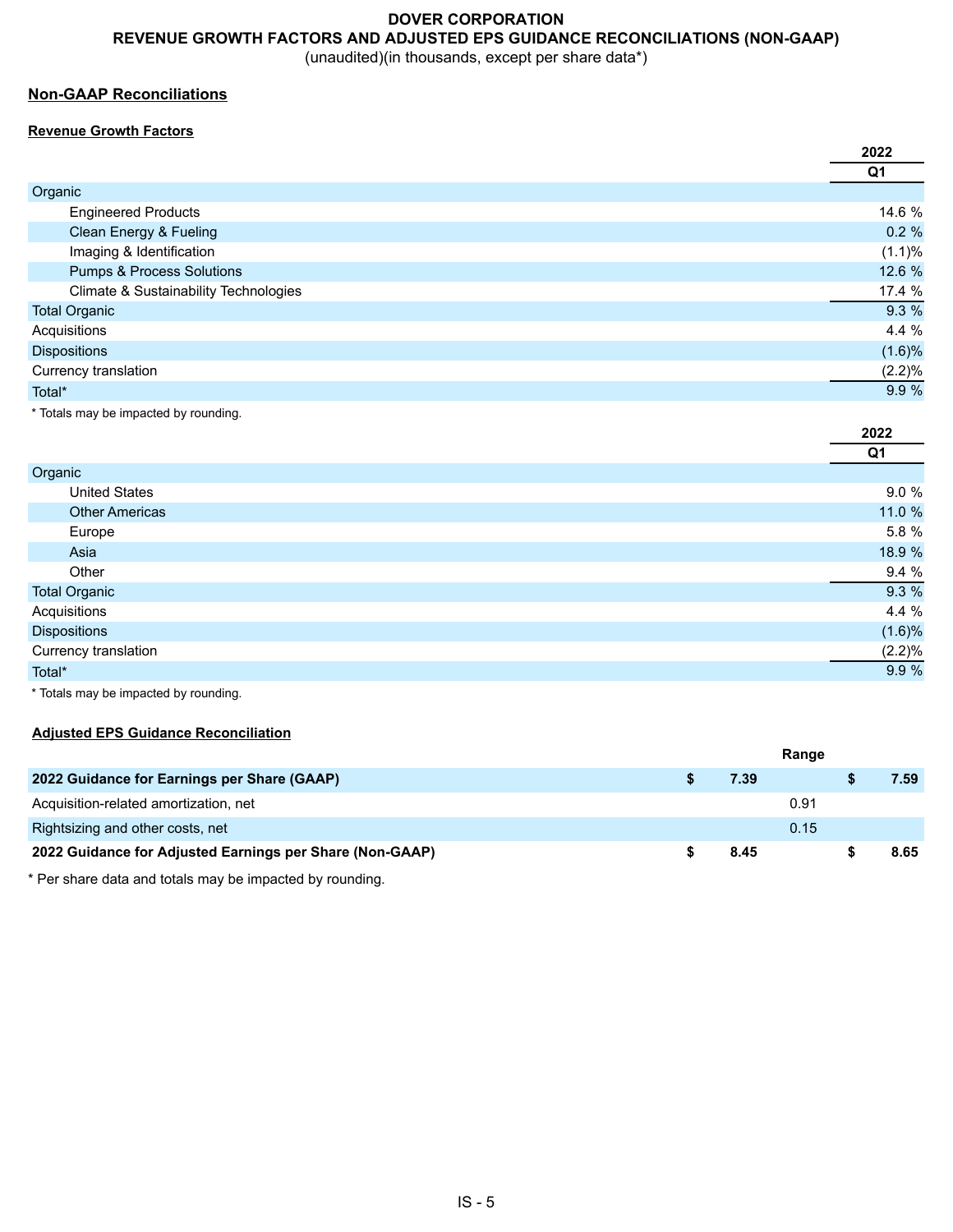# DOVER CORPORATION
## REVENUE GROWTH FACTORS AND ADJUSTED EPS GUIDANCE RECONCILIATIONS (NON-GAAP)
(unaudited)(in thousands, except per share data*)

### Non-GAAP Reconciliations

#### Revenue Growth Factors

| | 2022 Q1 |
|---|---|
| Organic | |
| Engineered Products | 14.6 % |
| Clean Energy & Fueling | 0.2 % |
| Imaging & Identification | (1.1)% |
| Pumps & Process Solutions | 12.6 % |
| Climate & Sustainability Technologies | 17.4 % |
| Total Organic | 9.3 % |
| Acquisitions | 4.4 % |
| Dispositions | (1.6)% |
| Currency translation | (2.2)% |
| Total* | 9.9 % |

* Totals may be impacted by rounding.

| | 2022 Q1 |
|---|---|
| Organic | |
| United States | 9.0 % |
| Other Americas | 11.0 % |
| Europe | 5.8 % |
| Asia | 18.9 % |
| Other | 9.4 % |
| Total Organic | 9.3 % |
| Acquisitions | 4.4 % |
| Dispositions | (1.6)% |
| Currency translation | (2.2)% |
| Total* | 9.9 % |

* Totals may be impacted by rounding.

#### Adjusted EPS Guidance Reconciliation

| | Range | | |
|---|---|---|---|
| **2022 Guidance for Earnings per Share (GAAP)** | **$ 7.39** | | **$ 7.59** |
| Acquisition-related amortization, net | | 0.91 | |
| Rightsizing and other costs, net | | 0.15 | |
| **2022 Guidance for Adjusted Earnings per Share (Non-GAAP)** | **$ 8.45** | | **$ 8.65** |

* Per share data and totals may be impacted by rounding.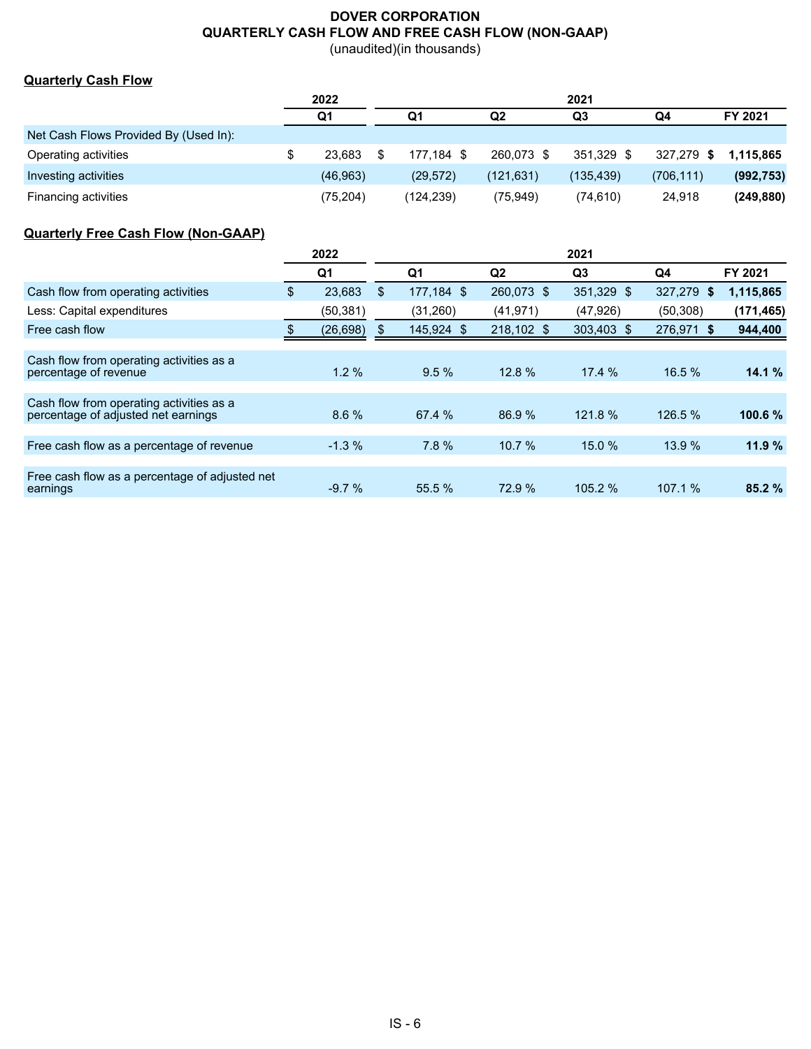# DOVER CORPORATION
## QUARTERLY CASH FLOW AND FREE CASH FLOW (NON-GAAP)
(unaudited)(in thousands)

**Quarterly Cash Flow**

| | 2022 | 2021 | | | | |
|---|---|---|---|---|---|---|
| | Q1 | Q1 | Q2 | Q3 | Q4 | FY 2021 |
| Net Cash Flows Provided By (Used In): | | | | | | |
| Operating activities | $ 23,683 | $ 177,184 | $ 260,073 | $ 351,329 | $ 327,279 | **$ 1,115,865** |
| Investing activities | (46,963) | (29,572) | (121,631) | (135,439) | (706,111) | **(992,753)** |
| Financing activities | (75,204) | (124,239) | (75,949) | (74,610) | 24,918 | **(249,880)** |

**Quarterly Free Cash Flow (Non-GAAP)**

| | 2022 | 2021 | | | | |
|---|---|---|---|---|---|---|
| | Q1 | Q1 | Q2 | Q3 | Q4 | FY 2021 |
| Cash flow from operating activities | $ 23,683 | $ 177,184 | $ 260,073 | $ 351,329 | $ 327,279 | **$ 1,115,865** |
| Less: Capital expenditures | (50,381) | (31,260) | (41,971) | (47,926) | (50,308) | **(171,465)** |
| Free cash flow | $ (26,698) | $ 145,924 | $ 218,102 | $ 303,403 | $ 276,971 | **$ 944,400** |
| Cash flow from operating activities as a percentage of revenue | 1.2 % | 9.5 % | 12.8 % | 17.4 % | 16.5 % | **14.1 %** |
| Cash flow from operating activities as a percentage of adjusted net earnings | 8.6 % | 67.4 % | 86.9 % | 121.8 % | 126.5 % | **100.6 %** |
| Free cash flow as a percentage of revenue | -1.3 % | 7.8 % | 10.7 % | 15.0 % | 13.9 % | **11.9 %** |
| Free cash flow as a percentage of adjusted net earnings | -9.7 % | 55.5 % | 72.9 % | 105.2 % | 107.1 % | **85.2 %** |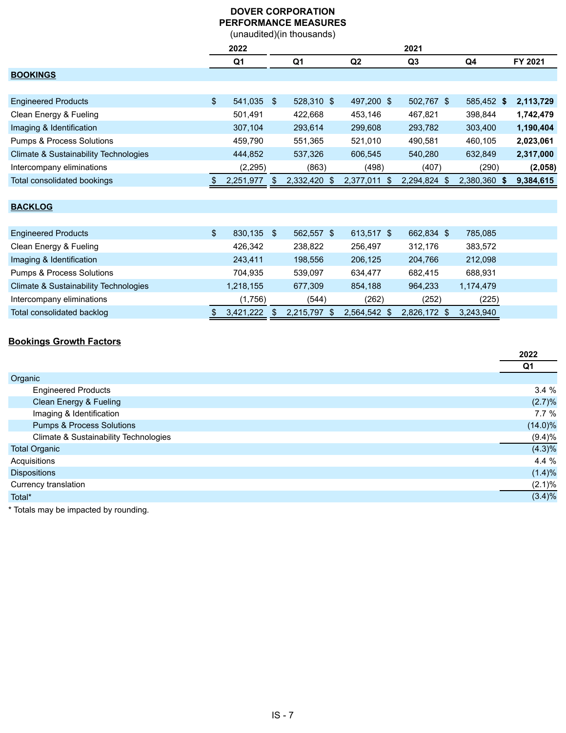# DOVER CORPORATION
## PERFORMANCE MEASURES
(unaudited)(in thousands)

| | 2022 | 2021 | | | | |
|---|---|---|---|---|---|---|
| | Q1 | Q1 | Q2 | Q3 | Q4 | FY 2021 |
| **BOOKINGS** | | | | | | |
| Engineered Products | $ 541,035 | $ 528,310 | $ 497,200 | $ 502,767 | $ 585,452 | **$ 2,113,729** |
| Clean Energy & Fueling | 501,491 | 422,668 | 453,146 | 467,821 | 398,844 | **1,742,479** |
| Imaging & Identification | 307,104 | 293,614 | 299,608 | 293,782 | 303,400 | **1,190,404** |
| Pumps & Process Solutions | 459,790 | 551,365 | 521,010 | 490,581 | 460,105 | **2,023,061** |
| Climate & Sustainability Technologies | 444,852 | 537,326 | 606,545 | 540,280 | 632,849 | **2,317,000** |
| Intercompany eliminations | (2,295) | (863) | (498) | (407) | (290) | **(2,058)** |
| Total consolidated bookings | $ 2,251,977 | $ 2,332,420 | $ 2,377,011 | $ 2,294,824 | $ 2,380,360 | **$ 9,384,615** |
| **BACKLOG** | | | | | | |
| Engineered Products | $ 830,135 | $ 562,557 | $ 613,517 | $ 662,834 | $ 785,085 | |
| Clean Energy & Fueling | 426,342 | 238,822 | 256,497 | 312,176 | 383,572 | |
| Imaging & Identification | 243,411 | 198,556 | 206,125 | 204,766 | 212,098 | |
| Pumps & Process Solutions | 704,935 | 539,097 | 634,477 | 682,415 | 688,931 | |
| Climate & Sustainability Technologies | 1,218,155 | 677,309 | 854,188 | 964,233 | 1,174,479 | |
| Intercompany eliminations | (1,756) | (544) | (262) | (252) | (225) | |
| Total consolidated backlog | $ 3,421,222 | $ 2,215,797 | $ 2,564,542 | $ 2,826,172 | $ 3,243,940 | |

**Bookings Growth Factors**

| | 2022 |
|---|---|
| | Q1 |
| Organic | |
| Engineered Products | 3.4 % |
| Clean Energy & Fueling | (2.7)% |
| Imaging & Identification | 7.7 % |
| Pumps & Process Solutions | (14.0)% |
| Climate & Sustainability Technologies | (9.4)% |
| Total Organic | (4.3)% |
| Acquisitions | 4.4 % |
| Dispositions | (1.4)% |
| Currency translation | (2.1)% |
| Total* | (3.4)% |

* Totals may be impacted by rounding.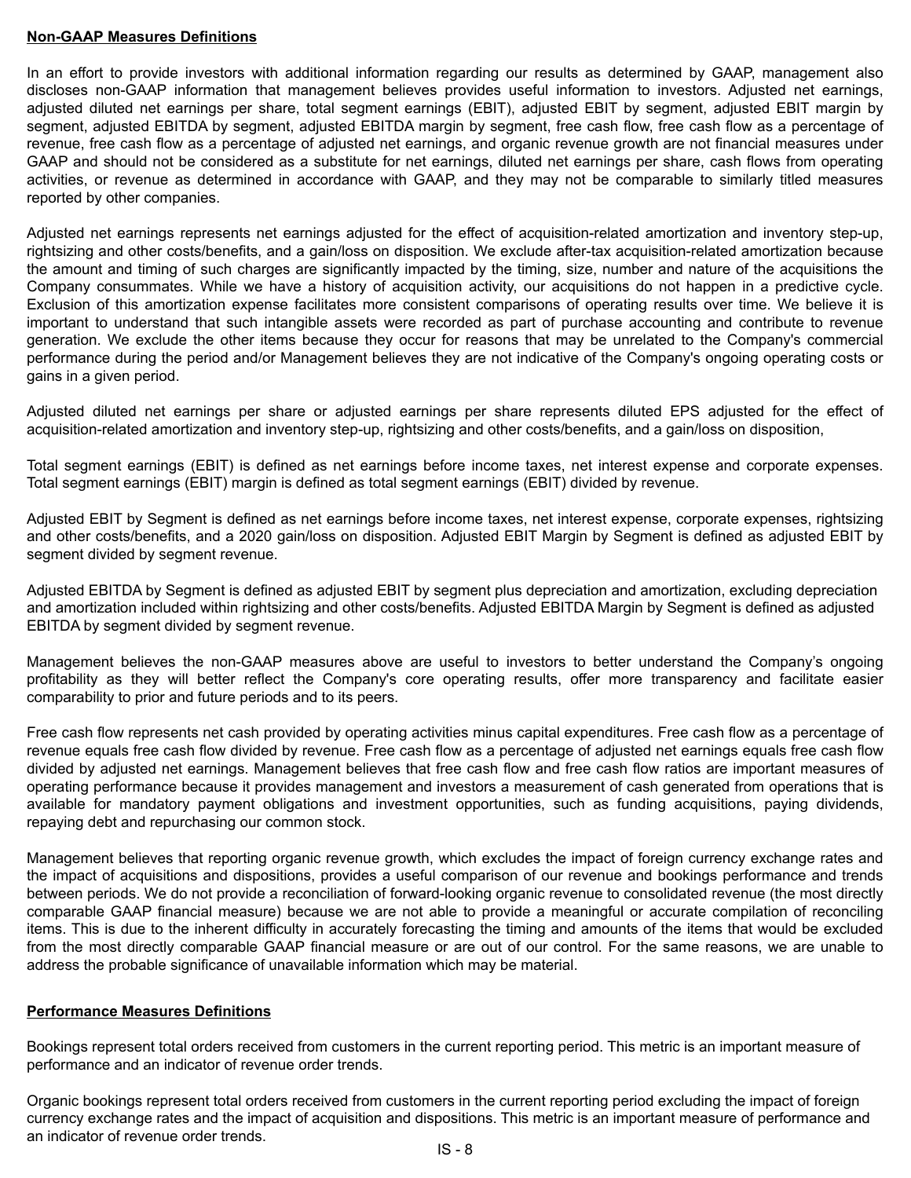**Non-GAAP Measures Definitions**

In an effort to provide investors with additional information regarding our results as determined by GAAP, management also discloses non-GAAP information that management believes provides useful information to investors. Adjusted net earnings, adjusted diluted net earnings per share, total segment earnings (EBIT), adjusted EBIT by segment, adjusted EBIT margin by segment, adjusted EBITDA by segment, adjusted EBITDA margin by segment, free cash flow, free cash flow as a percentage of revenue, free cash flow as a percentage of adjusted net earnings, and organic revenue growth are not financial measures under GAAP and should not be considered as a substitute for net earnings, diluted net earnings per share, cash flows from operating activities, or revenue as determined in accordance with GAAP, and they may not be comparable to similarly titled measures reported by other companies.

Adjusted net earnings represents net earnings adjusted for the effect of acquisition-related amortization and inventory step-up, rightsizing and other costs/benefits, and a gain/loss on disposition. We exclude after-tax acquisition-related amortization because the amount and timing of such charges are significantly impacted by the timing, size, number and nature of the acquisitions the Company consummates. While we have a history of acquisition activity, our acquisitions do not happen in a predictive cycle. Exclusion of this amortization expense facilitates more consistent comparisons of operating results over time. We believe it is important to understand that such intangible assets were recorded as part of purchase accounting and contribute to revenue generation. We exclude the other items because they occur for reasons that may be unrelated to the Company's commercial performance during the period and/or Management believes they are not indicative of the Company's ongoing operating costs or gains in a given period.

Adjusted diluted net earnings per share or adjusted earnings per share represents diluted EPS adjusted for the effect of acquisition-related amortization and inventory step-up, rightsizing and other costs/benefits, and a gain/loss on disposition,

Total segment earnings (EBIT) is defined as net earnings before income taxes, net interest expense and corporate expenses. Total segment earnings (EBIT) margin is defined as total segment earnings (EBIT) divided by revenue.

Adjusted EBIT by Segment is defined as net earnings before income taxes, net interest expense, corporate expenses, rightsizing and other costs/benefits, and a 2020 gain/loss on disposition. Adjusted EBIT Margin by Segment is defined as adjusted EBIT by segment divided by segment revenue.

Adjusted EBITDA by Segment is defined as adjusted EBIT by segment plus depreciation and amortization, excluding depreciation and amortization included within rightsizing and other costs/benefits. Adjusted EBITDA Margin by Segment is defined as adjusted EBITDA by segment divided by segment revenue.

Management believes the non-GAAP measures above are useful to investors to better understand the Company's ongoing profitability as they will better reflect the Company's core operating results, offer more transparency and facilitate easier comparability to prior and future periods and to its peers.

Free cash flow represents net cash provided by operating activities minus capital expenditures. Free cash flow as a percentage of revenue equals free cash flow divided by revenue. Free cash flow as a percentage of adjusted net earnings equals free cash flow divided by adjusted net earnings. Management believes that free cash flow and free cash flow ratios are important measures of operating performance because it provides management and investors a measurement of cash generated from operations that is available for mandatory payment obligations and investment opportunities, such as funding acquisitions, paying dividends, repaying debt and repurchasing our common stock.

Management believes that reporting organic revenue growth, which excludes the impact of foreign currency exchange rates and the impact of acquisitions and dispositions, provides a useful comparison of our revenue and bookings performance and trends between periods. We do not provide a reconciliation of forward-looking organic revenue to consolidated revenue (the most directly comparable GAAP financial measure) because we are not able to provide a meaningful or accurate compilation of reconciling items. This is due to the inherent difficulty in accurately forecasting the timing and amounts of the items that would be excluded from the most directly comparable GAAP financial measure or are out of our control. For the same reasons, we are unable to address the probable significance of unavailable information which may be material.

**Performance Measures Definitions**

Bookings represent total orders received from customers in the current reporting period. This metric is an important measure of performance and an indicator of revenue order trends.

Organic bookings represent total orders received from customers in the current reporting period excluding the impact of foreign currency exchange rates and the impact of acquisition and dispositions. This metric is an important measure of performance and an indicator of revenue order trends.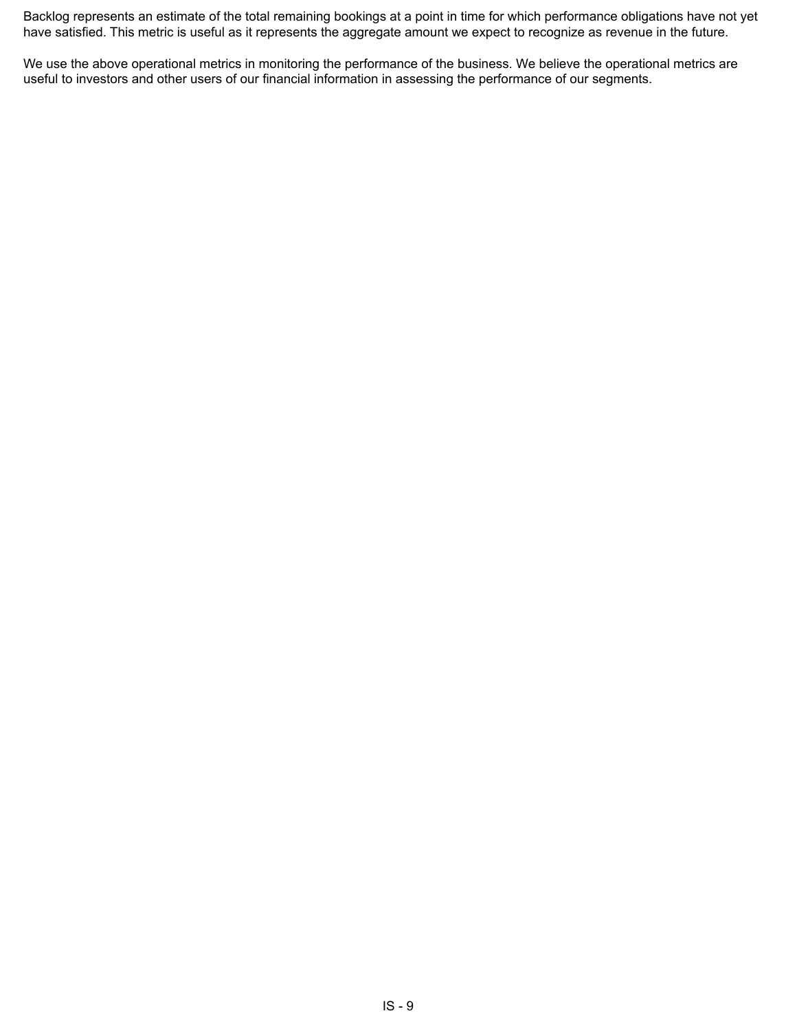Backlog represents an estimate of the total remaining bookings at a point in time for which performance obligations have not yet have satisfied. This metric is useful as it represents the aggregate amount we expect to recognize as revenue in the future.

We use the above operational metrics in monitoring the performance of the business. We believe the operational metrics are useful to investors and other users of our financial information in assessing the performance of our segments.